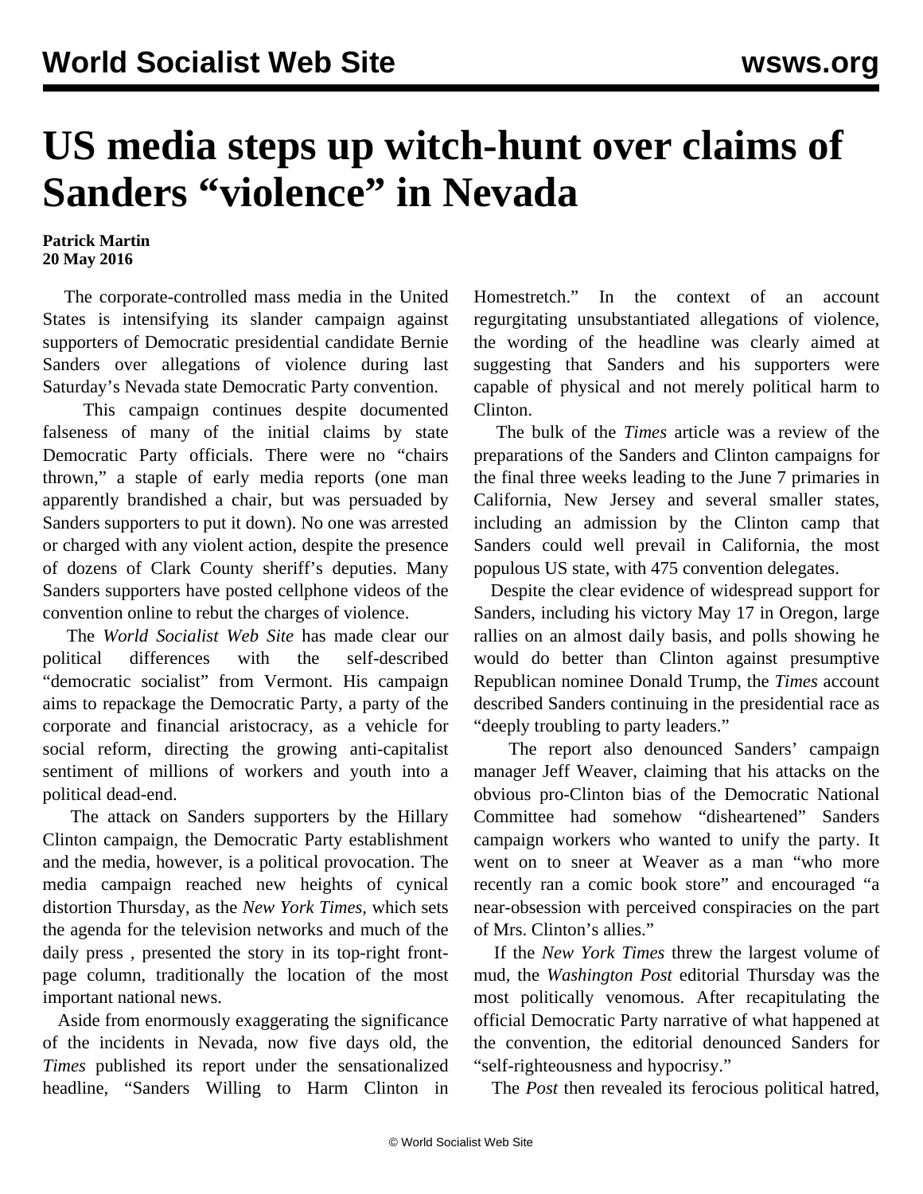# US media steps up witch-hunt over claims of Sanders "violence" in Nevada

**Patrick Martin**
**20 May 2016**

The corporate-controlled mass media in the United States is intensifying its slander campaign against supporters of Democratic presidential candidate Bernie Sanders over allegations of violence during last Saturday's Nevada state Democratic Party convention.

This campaign continues despite documented falseness of many of the initial claims by state Democratic Party officials. There were no "chairs thrown," a staple of early media reports (one man apparently brandished a chair, but was persuaded by Sanders supporters to put it down). No one was arrested or charged with any violent action, despite the presence of dozens of Clark County sheriff's deputies. Many Sanders supporters have posted cellphone videos of the convention online to rebut the charges of violence.

The *World Socialist Web Site* has made clear our political differences with the self-described "democratic socialist" from Vermont. His campaign aims to repackage the Democratic Party, a party of the corporate and financial aristocracy, as a vehicle for social reform, directing the growing anti-capitalist sentiment of millions of workers and youth into a political dead-end.

The attack on Sanders supporters by the Hillary Clinton campaign, the Democratic Party establishment and the media, however, is a political provocation. The media campaign reached new heights of cynical distortion Thursday, as the *New York Times*, which sets the agenda for the television networks and much of the daily press , presented the story in its top-right front-page column, traditionally the location of the most important national news.

Aside from enormously exaggerating the significance of the incidents in Nevada, now five days old, the *Times* published its report under the sensationalized headline, "Sanders Willing to Harm Clinton in Homestretch." In the context of an account regurgitating unsubstantiated allegations of violence, the wording of the headline was clearly aimed at suggesting that Sanders and his supporters were capable of physical and not merely political harm to Clinton.

The bulk of the *Times* article was a review of the preparations of the Sanders and Clinton campaigns for the final three weeks leading to the June 7 primaries in California, New Jersey and several smaller states, including an admission by the Clinton camp that Sanders could well prevail in California, the most populous US state, with 475 convention delegates.

Despite the clear evidence of widespread support for Sanders, including his victory May 17 in Oregon, large rallies on an almost daily basis, and polls showing he would do better than Clinton against presumptive Republican nominee Donald Trump, the *Times* account described Sanders continuing in the presidential race as "deeply troubling to party leaders."

The report also denounced Sanders' campaign manager Jeff Weaver, claiming that his attacks on the obvious pro-Clinton bias of the Democratic National Committee had somehow "disheartened" Sanders campaign workers who wanted to unify the party. It went on to sneer at Weaver as a man "who more recently ran a comic book store" and encouraged "a near-obsession with perceived conspiracies on the part of Mrs. Clinton's allies."

If the *New York Times* threw the largest volume of mud, the *Washington Post* editorial Thursday was the most politically venomous. After recapitulating the official Democratic Party narrative of what happened at the convention, the editorial denounced Sanders for "self-righteousness and hypocrisy."

The *Post* then revealed its ferocious political hatred,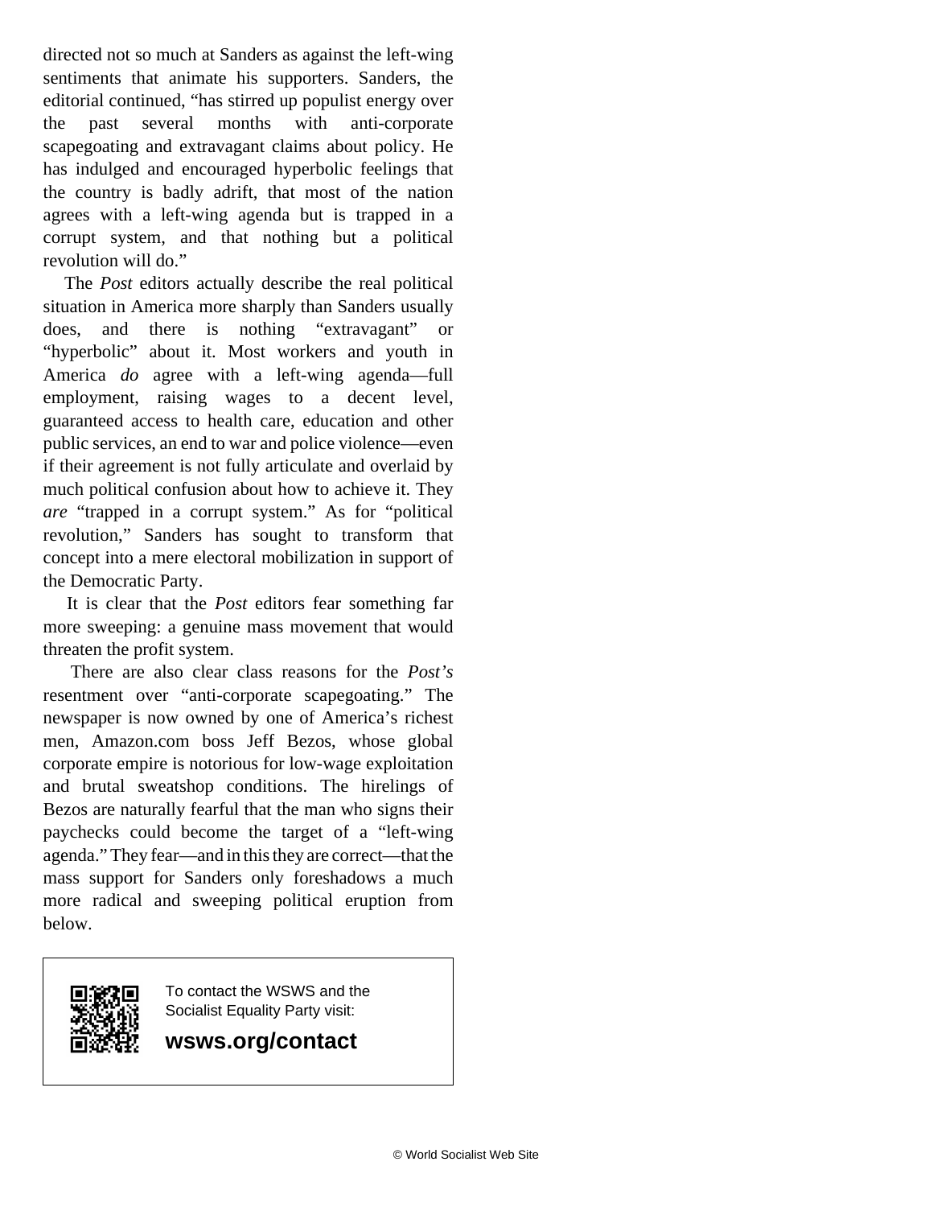directed not so much at Sanders as against the left-wing sentiments that animate his supporters. Sanders, the editorial continued, "has stirred up populist energy over the past several months with anti-corporate scapegoating and extravagant claims about policy. He has indulged and encouraged hyperbolic feelings that the country is badly adrift, that most of the nation agrees with a left-wing agenda but is trapped in a corrupt system, and that nothing but a political revolution will do."

The *Post* editors actually describe the real political situation in America more sharply than Sanders usually does, and there is nothing "extravagant" or "hyperbolic" about it. Most workers and youth in America *do* agree with a left-wing agenda—full employment, raising wages to a decent level, guaranteed access to health care, education and other public services, an end to war and police violence—even if their agreement is not fully articulate and overlaid by much political confusion about how to achieve it. They *are* "trapped in a corrupt system." As for "political revolution," Sanders has sought to transform that concept into a mere electoral mobilization in support of the Democratic Party.

It is clear that the *Post* editors fear something far more sweeping: a genuine mass movement that would threaten the profit system.

There are also clear class reasons for the *Post's* resentment over "anti-corporate scapegoating." The newspaper is now owned by one of America's richest men, Amazon.com boss Jeff Bezos, whose global corporate empire is notorious for low-wage exploitation and brutal sweatshop conditions. The hirelings of Bezos are naturally fearful that the man who signs their paychecks could become the target of a "left-wing agenda." They fear—and in this they are correct—that the mass support for Sanders only foreshadows a much more radical and sweeping political eruption from below.

To contact the WSWS and the Socialist Equality Party visit:

**wsws.org/contact**